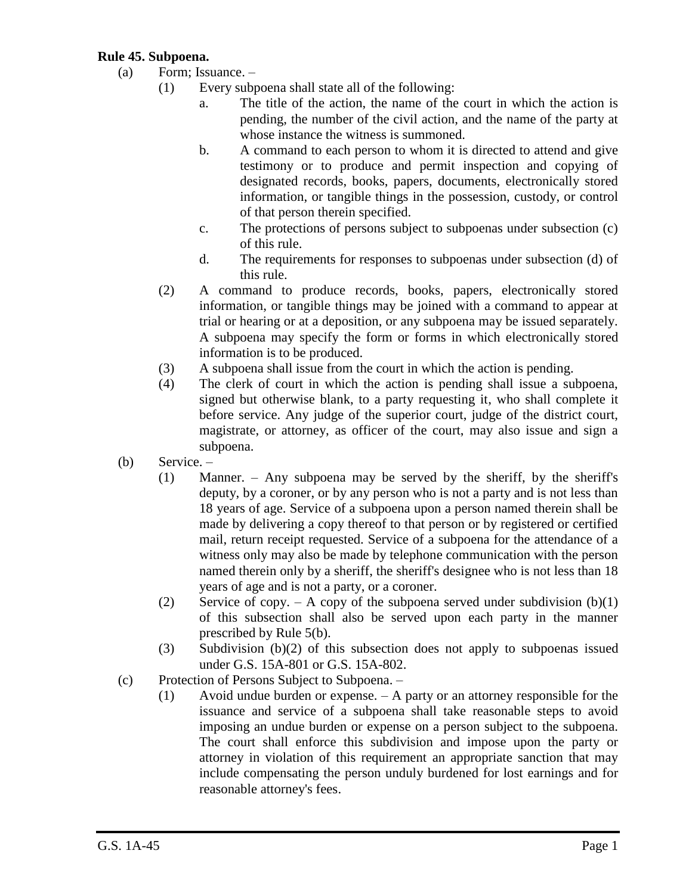**Rule 45. Subpoena.**

(a) Form; Issuance. –

(1) Every subpoena shall state all of the following:

a. The title of the action, the name of the court in which the action is pending, the number of the civil action, and the name of the party at whose instance the witness is summoned.

b. A command to each person to whom it is directed to attend and give testimony or to produce and permit inspection and copying of designated records, books, papers, documents, electronically stored information, or tangible things in the possession, custody, or control of that person therein specified.

c. The protections of persons subject to subpoenas under subsection (c) of this rule.

d. The requirements for responses to subpoenas under subsection (d) of this rule.

(2) A command to produce records, books, papers, electronically stored information, or tangible things may be joined with a command to appear at trial or hearing or at a deposition, or any subpoena may be issued separately. A subpoena may specify the form or forms in which electronically stored information is to be produced.

(3) A subpoena shall issue from the court in which the action is pending.

(4) The clerk of court in which the action is pending shall issue a subpoena, signed but otherwise blank, to a party requesting it, who shall complete it before service. Any judge of the superior court, judge of the district court, magistrate, or attorney, as officer of the court, may also issue and sign a subpoena.

(b) Service. –

(1) Manner. – Any subpoena may be served by the sheriff, by the sheriff's deputy, by a coroner, or by any person who is not a party and is not less than 18 years of age. Service of a subpoena upon a person named therein shall be made by delivering a copy thereof to that person or by registered or certified mail, return receipt requested. Service of a subpoena for the attendance of a witness only may also be made by telephone communication with the person named therein only by a sheriff, the sheriff's designee who is not less than 18 years of age and is not a party, or a coroner.

(2) Service of copy. – A copy of the subpoena served under subdivision (b)(1) of this subsection shall also be served upon each party in the manner prescribed by Rule 5(b).

(3) Subdivision (b)(2) of this subsection does not apply to subpoenas issued under G.S. 15A-801 or G.S. 15A-802.

(c) Protection of Persons Subject to Subpoena. –

(1) Avoid undue burden or expense. – A party or an attorney responsible for the issuance and service of a subpoena shall take reasonable steps to avoid imposing an undue burden or expense on a person subject to the subpoena. The court shall enforce this subdivision and impose upon the party or attorney in violation of this requirement an appropriate sanction that may include compensating the person unduly burdened for lost earnings and for reasonable attorney's fees.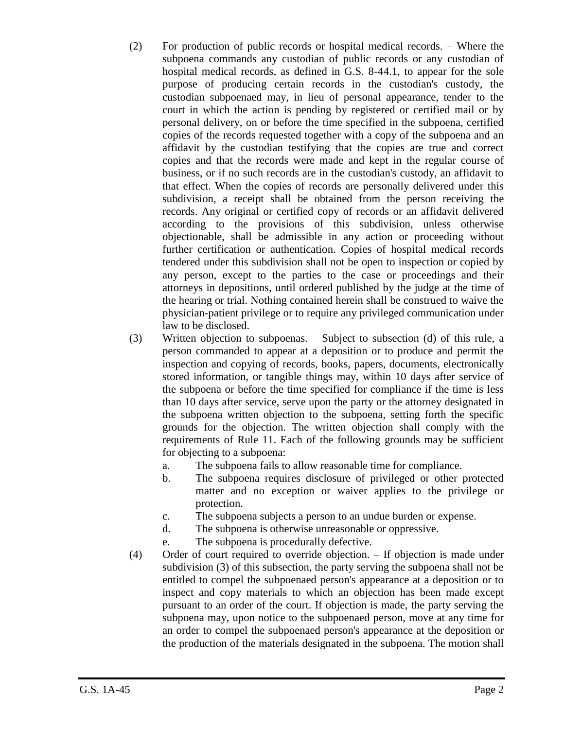(2) For production of public records or hospital medical records. – Where the subpoena commands any custodian of public records or any custodian of hospital medical records, as defined in G.S. 8-44.1, to appear for the sole purpose of producing certain records in the custodian's custody, the custodian subpoenaed may, in lieu of personal appearance, tender to the court in which the action is pending by registered or certified mail or by personal delivery, on or before the time specified in the subpoena, certified copies of the records requested together with a copy of the subpoena and an affidavit by the custodian testifying that the copies are true and correct copies and that the records were made and kept in the regular course of business, or if no such records are in the custodian's custody, an affidavit to that effect. When the copies of records are personally delivered under this subdivision, a receipt shall be obtained from the person receiving the records. Any original or certified copy of records or an affidavit delivered according to the provisions of this subdivision, unless otherwise objectionable, shall be admissible in any action or proceeding without further certification or authentication. Copies of hospital medical records tendered under this subdivision shall not be open to inspection or copied by any person, except to the parties to the case or proceedings and their attorneys in depositions, until ordered published by the judge at the time of the hearing or trial. Nothing contained herein shall be construed to waive the physician-patient privilege or to require any privileged communication under law to be disclosed.

(3) Written objection to subpoenas. – Subject to subsection (d) of this rule, a person commanded to appear at a deposition or to produce and permit the inspection and copying of records, books, papers, documents, electronically stored information, or tangible things may, within 10 days after service of the subpoena or before the time specified for compliance if the time is less than 10 days after service, serve upon the party or the attorney designated in the subpoena written objection to the subpoena, setting forth the specific grounds for the objection. The written objection shall comply with the requirements of Rule 11. Each of the following grounds may be sufficient for objecting to a subpoena:

   a. The subpoena fails to allow reasonable time for compliance.
   b. The subpoena requires disclosure of privileged or other protected matter and no exception or waiver applies to the privilege or protection.
   c. The subpoena subjects a person to an undue burden or expense.
   d. The subpoena is otherwise unreasonable or oppressive.
   e. The subpoena is procedurally defective.

(4) Order of court required to override objection. – If objection is made under subdivision (3) of this subsection, the party serving the subpoena shall not be entitled to compel the subpoenaed person's appearance at a deposition or to inspect and copy materials to which an objection has been made except pursuant to an order of the court. If objection is made, the party serving the subpoena may, upon notice to the subpoenaed person, move at any time for an order to compel the subpoenaed person's appearance at the deposition or the production of the materials designated in the subpoena. The motion shall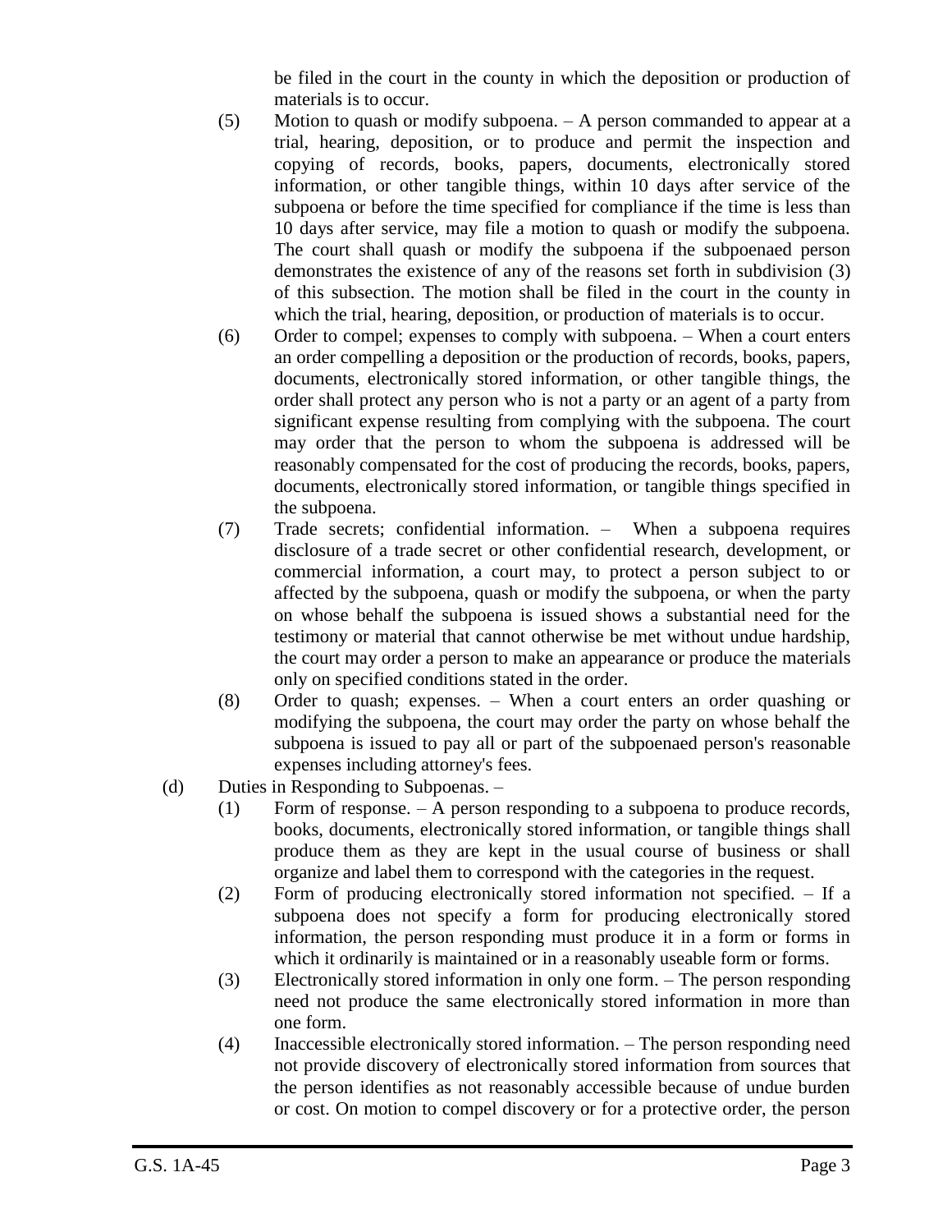be filed in the court in the county in which the deposition or production of materials is to occur.

(5) Motion to quash or modify subpoena. – A person commanded to appear at a trial, hearing, deposition, or to produce and permit the inspection and copying of records, books, papers, documents, electronically stored information, or other tangible things, within 10 days after service of the subpoena or before the time specified for compliance if the time is less than 10 days after service, may file a motion to quash or modify the subpoena. The court shall quash or modify the subpoena if the subpoenaed person demonstrates the existence of any of the reasons set forth in subdivision (3) of this subsection. The motion shall be filed in the court in the county in which the trial, hearing, deposition, or production of materials is to occur.

(6) Order to compel; expenses to comply with subpoena. – When a court enters an order compelling a deposition or the production of records, books, papers, documents, electronically stored information, or other tangible things, the order shall protect any person who is not a party or an agent of a party from significant expense resulting from complying with the subpoena. The court may order that the person to whom the subpoena is addressed will be reasonably compensated for the cost of producing the records, books, papers, documents, electronically stored information, or tangible things specified in the subpoena.

(7) Trade secrets; confidential information. – When a subpoena requires disclosure of a trade secret or other confidential research, development, or commercial information, a court may, to protect a person subject to or affected by the subpoena, quash or modify the subpoena, or when the party on whose behalf the subpoena is issued shows a substantial need for the testimony or material that cannot otherwise be met without undue hardship, the court may order a person to make an appearance or produce the materials only on specified conditions stated in the order.

(8) Order to quash; expenses. – When a court enters an order quashing or modifying the subpoena, the court may order the party on whose behalf the subpoena is issued to pay all or part of the subpoenaed person's reasonable expenses including attorney's fees.

(d) Duties in Responding to Subpoenas. –

(1) Form of response. – A person responding to a subpoena to produce records, books, documents, electronically stored information, or tangible things shall produce them as they are kept in the usual course of business or shall organize and label them to correspond with the categories in the request.

(2) Form of producing electronically stored information not specified. – If a subpoena does not specify a form for producing electronically stored information, the person responding must produce it in a form or forms in which it ordinarily is maintained or in a reasonably useable form or forms.

(3) Electronically stored information in only one form. – The person responding need not produce the same electronically stored information in more than one form.

(4) Inaccessible electronically stored information. – The person responding need not provide discovery of electronically stored information from sources that the person identifies as not reasonably accessible because of undue burden or cost. On motion to compel discovery or for a protective order, the person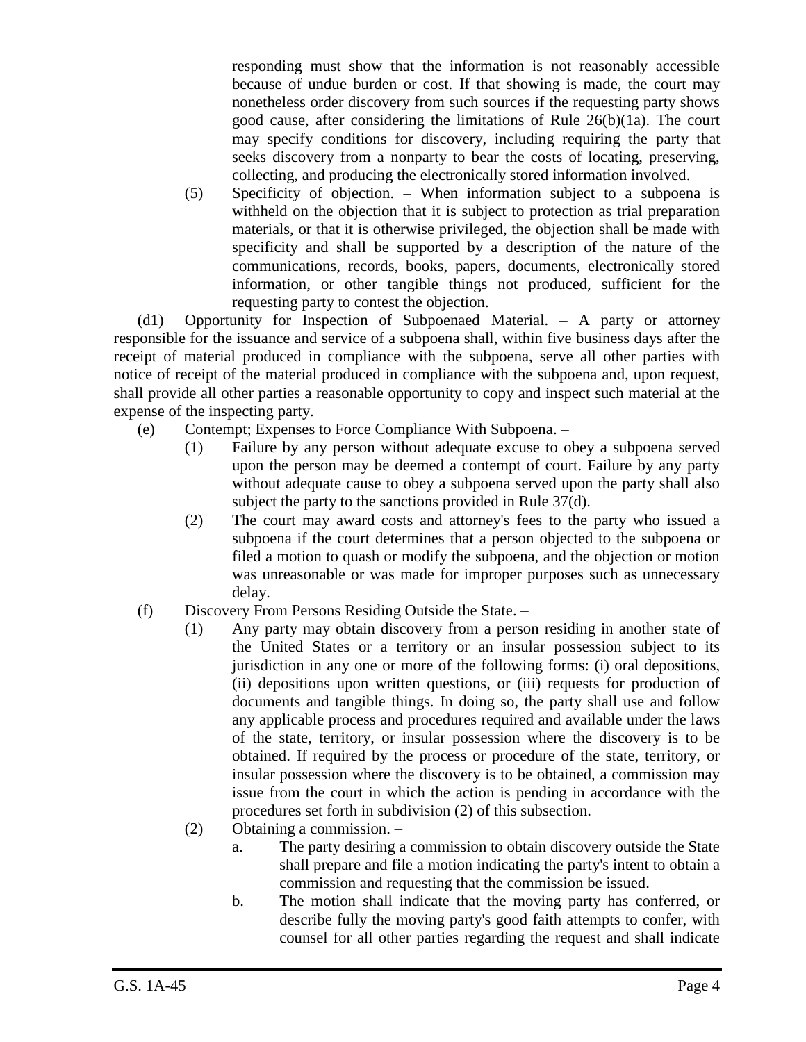responding must show that the information is not reasonably accessible because of undue burden or cost. If that showing is made, the court may nonetheless order discovery from such sources if the requesting party shows good cause, after considering the limitations of Rule 26(b)(1a). The court may specify conditions for discovery, including requiring the party that seeks discovery from a nonparty to bear the costs of locating, preserving, collecting, and producing the electronically stored information involved.

(5) Specificity of objection. – When information subject to a subpoena is withheld on the objection that it is subject to protection as trial preparation materials, or that it is otherwise privileged, the objection shall be made with specificity and shall be supported by a description of the nature of the communications, records, books, papers, documents, electronically stored information, or other tangible things not produced, sufficient for the requesting party to contest the objection.

(d1) Opportunity for Inspection of Subpoenaed Material. – A party or attorney responsible for the issuance and service of a subpoena shall, within five business days after the receipt of material produced in compliance with the subpoena, serve all other parties with notice of receipt of the material produced in compliance with the subpoena and, upon request, shall provide all other parties a reasonable opportunity to copy and inspect such material at the expense of the inspecting party.

(e) Contempt; Expenses to Force Compliance With Subpoena. –

(1) Failure by any person without adequate excuse to obey a subpoena served upon the person may be deemed a contempt of court. Failure by any party without adequate cause to obey a subpoena served upon the party shall also subject the party to the sanctions provided in Rule 37(d).

(2) The court may award costs and attorney's fees to the party who issued a subpoena if the court determines that a person objected to the subpoena or filed a motion to quash or modify the subpoena, and the objection or motion was unreasonable or was made for improper purposes such as unnecessary delay.

(f) Discovery From Persons Residing Outside the State. –

(1) Any party may obtain discovery from a person residing in another state of the United States or a territory or an insular possession subject to its jurisdiction in any one or more of the following forms: (i) oral depositions, (ii) depositions upon written questions, or (iii) requests for production of documents and tangible things. In doing so, the party shall use and follow any applicable process and procedures required and available under the laws of the state, territory, or insular possession where the discovery is to be obtained. If required by the process or procedure of the state, territory, or insular possession where the discovery is to be obtained, a commission may issue from the court in which the action is pending in accordance with the procedures set forth in subdivision (2) of this subsection.

(2) Obtaining a commission. –

a. The party desiring a commission to obtain discovery outside the State shall prepare and file a motion indicating the party's intent to obtain a commission and requesting that the commission be issued.

b. The motion shall indicate that the moving party has conferred, or describe fully the moving party's good faith attempts to confer, with counsel for all other parties regarding the request and shall indicate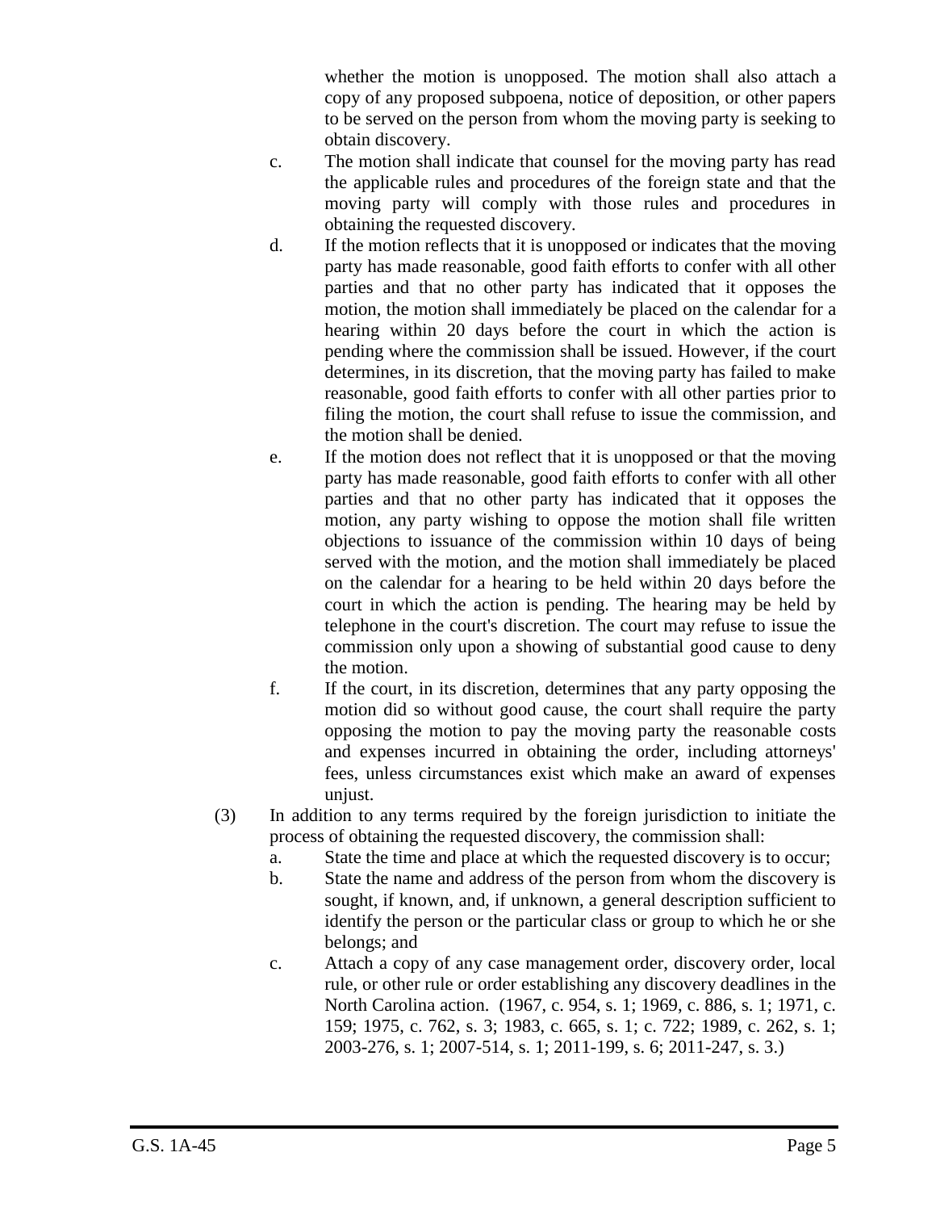whether the motion is unopposed. The motion shall also attach a copy of any proposed subpoena, notice of deposition, or other papers to be served on the person from whom the moving party is seeking to obtain discovery.

c. The motion shall indicate that counsel for the moving party has read the applicable rules and procedures of the foreign state and that the moving party will comply with those rules and procedures in obtaining the requested discovery.

d. If the motion reflects that it is unopposed or indicates that the moving party has made reasonable, good faith efforts to confer with all other parties and that no other party has indicated that it opposes the motion, the motion shall immediately be placed on the calendar for a hearing within 20 days before the court in which the action is pending where the commission shall be issued. However, if the court determines, in its discretion, that the moving party has failed to make reasonable, good faith efforts to confer with all other parties prior to filing the motion, the court shall refuse to issue the commission, and the motion shall be denied.

e. If the motion does not reflect that it is unopposed or that the moving party has made reasonable, good faith efforts to confer with all other parties and that no other party has indicated that it opposes the motion, any party wishing to oppose the motion shall file written objections to issuance of the commission within 10 days of being served with the motion, and the motion shall immediately be placed on the calendar for a hearing to be held within 20 days before the court in which the action is pending. The hearing may be held by telephone in the court's discretion. The court may refuse to issue the commission only upon a showing of substantial good cause to deny the motion.

f. If the court, in its discretion, determines that any party opposing the motion did so without good cause, the court shall require the party opposing the motion to pay the moving party the reasonable costs and expenses incurred in obtaining the order, including attorneys' fees, unless circumstances exist which make an award of expenses unjust.

(3) In addition to any terms required by the foreign jurisdiction to initiate the process of obtaining the requested discovery, the commission shall:

a. State the time and place at which the requested discovery is to occur;

b. State the name and address of the person from whom the discovery is sought, if known, and, if unknown, a general description sufficient to identify the person or the particular class or group to which he or she belongs; and

c. Attach a copy of any case management order, discovery order, local rule, or other rule or order establishing any discovery deadlines in the North Carolina action. (1967, c. 954, s. 1; 1969, c. 886, s. 1; 1971, c. 159; 1975, c. 762, s. 3; 1983, c. 665, s. 1; c. 722; 1989, c. 262, s. 1; 2003-276, s. 1; 2007-514, s. 1; 2011-199, s. 6; 2011-247, s. 3.)